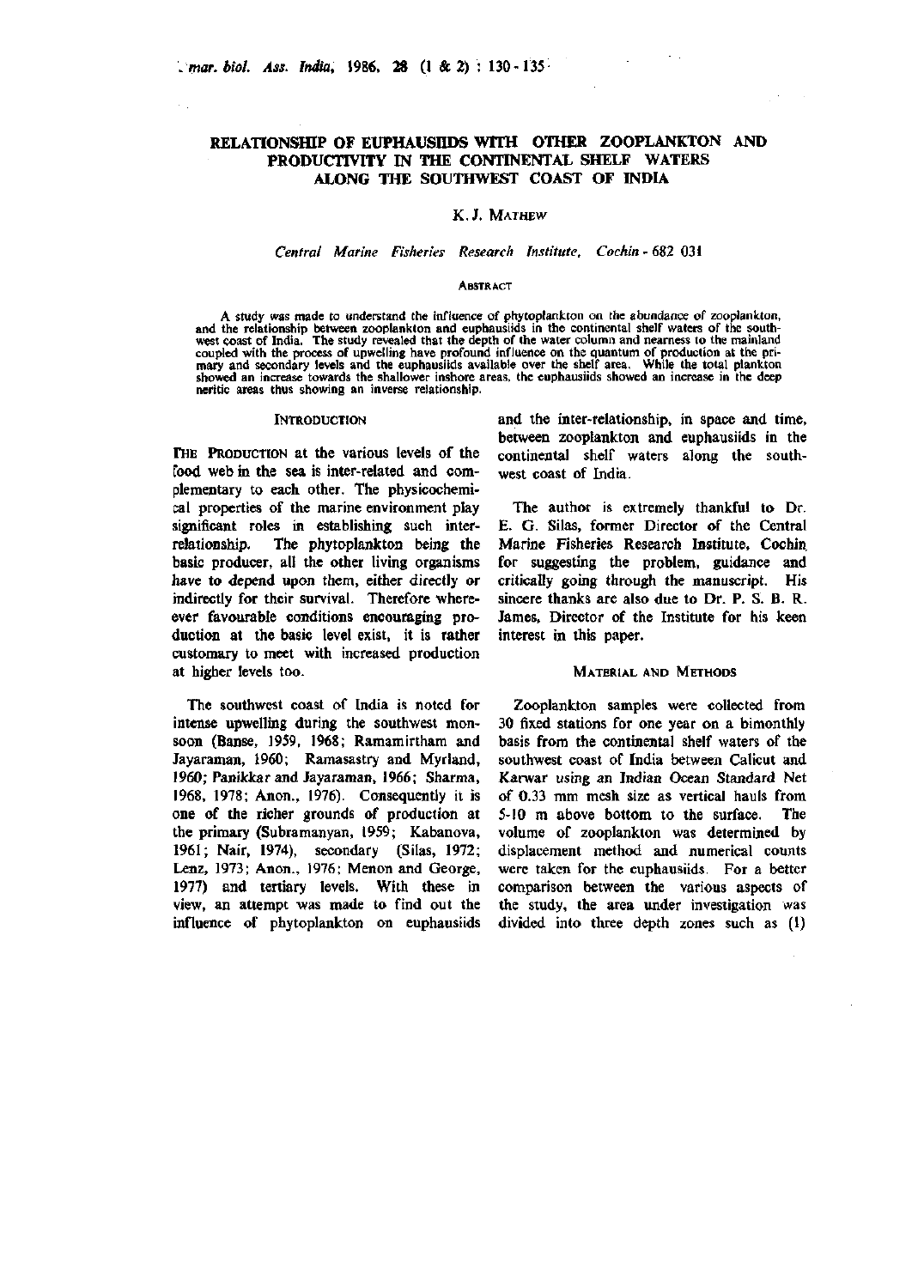# RELATIONSHIP OF EUPHAUSIIDS WITH OTHER ZOOPLANKTON AND PRODUCTIVITY IN THE CONTINENTAL SHELF WATERS ALONG THE SOUTHWEST COAST OF INDIA

K. J. MATHEW

*Central Marine Fisheries Research Institute, Cochin - 682 031*

### ABSTRACT

A study was made to understand the influence of phytoplankton on the abundance of zooplankton, and the relationship between zooplankton and euphausiids in the continental shelf waters of the southwest coast of India. The study revealed that the depth of the water column and nearness to the mainland coupled with the process of upwelling have profound influence on the quantum of production at the primary and secondary levels and the euphausiids available over the shelf area. While the total plankton showed an increase towards the shallower inshore areas, the euphausiids showed an increase in the deep neritic areas thus showing an inverse relationship.

## INTRODUCTION

THE PRODUCTION at the various levels of the food web in the sea is inter-related and complementary to each other. The physicochemical properties of the marine environment play significant roles in establishing such inter-relationship. The phytoplankton being the basic producer, all the other living organisms have to depend upon them, either directly or indirectly for their survival. Therefore wherever favourable conditions encouraging production at the basic level exist, it is rather customary to meet with increased production at higher levels too.

The southwest coast of India is noted for intense upwelling during the southwest monsoon (Banse, 1959, 1968; Ramamirtham and Jayaraman, 1960; Ramasastry and Myrland, 1960; Panikkar and Jayaraman, 1966; Sharma, 1968, 1978; Anon., 1976). Consequently it is one of the richer grounds of production at the primary (Subramanyan, 1959; Kabanova, 1961; Nair, 1974), secondary (Silas, 1972; Lenz, 1973; Anon., 1976; Menon and George, 1977) and tertiary levels. With these in view, an attempt was made to find out the influence of phytoplankton on euphausiids and the inter-relationship, in space and time, between zooplankton and euphausiids in the continental shelf waters along the southwest coast of India.

The author is extremely thankful to Dr. E. G. Silas, former Director of the Central Marine Fisheries Research Institute, Cochin for suggesting the problem, guidance and critically going through the manuscript. His sincere thanks are also due to Dr. P. S. B. R. James, Director of the Institute for his keen interest in this paper.

## MATERIAL AND METHODS

Zooplankton samples were collected from 30 fixed stations for one year on a bimonthly basis from the continental shelf waters of the southwest coast of India between Calicut and Karwar using an Indian Ocean Standard Net of 0.33 mm mesh size as vertical hauls from 5-10 m above bottom to the surface. The volume of zooplankton was determined by displacement method and numerical counts were taken for the euphausiids. For a better comparison between the various aspects of the study, the area under investigation was divided into three depth zones such as (1)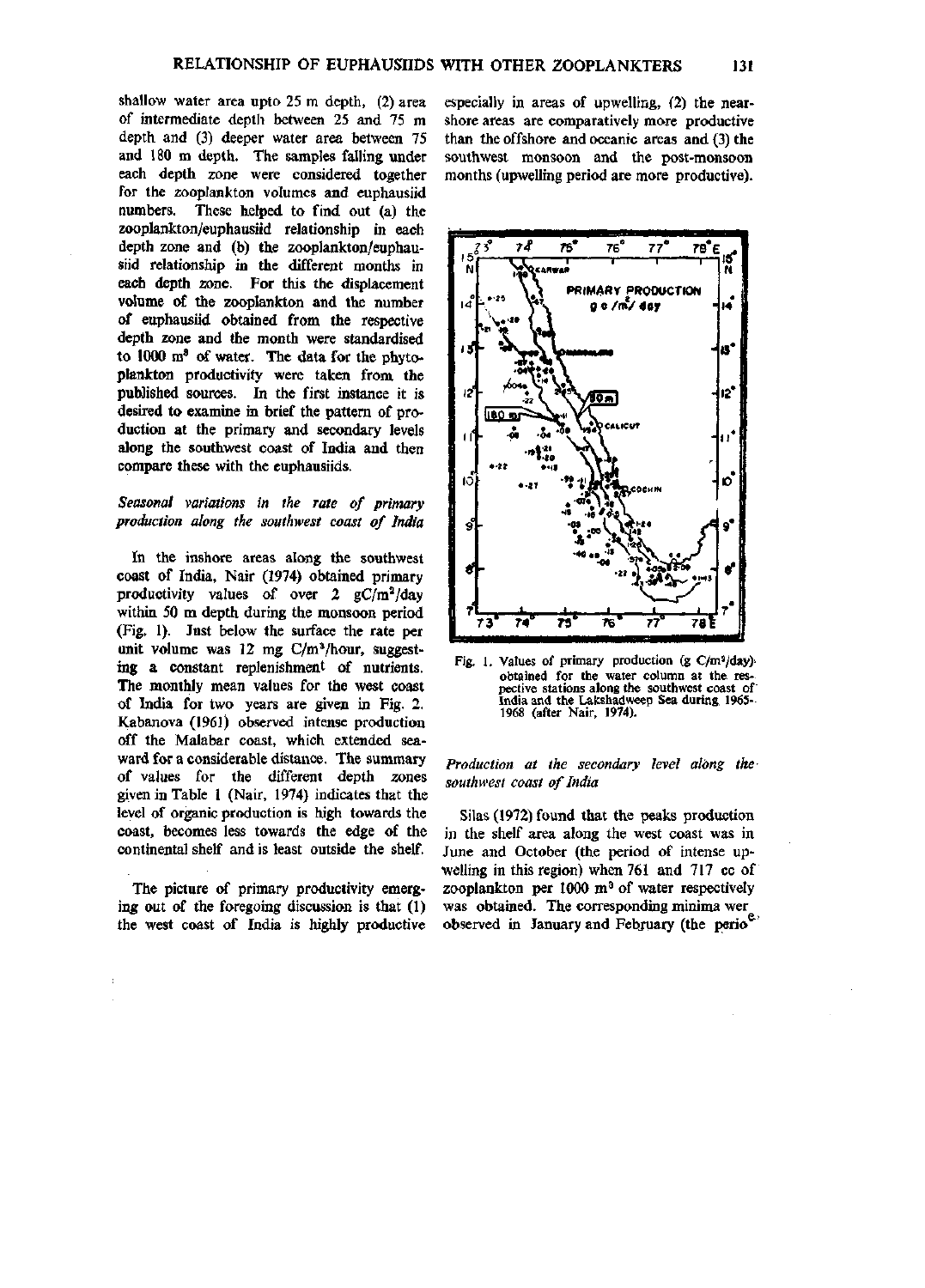shallow water area upto 25 m depth, (2) area of intermediate depth between 25 and 75 m depth and (3) deeper water area between 75 and 180 m depth. The samples falling under each depth zone were considered together for the zooplankton volumes and euphausiid numbers. These helped to find out (a) the zooplankton/euphausiid relationship in each depth zone and (b) the zooplankton/euphausiid relationship in the different months in each depth zone. For this the displacement volume of the zooplankton and the number of euphausiid obtained from the respective depth zone and the month were standardised to 1000 $m^3$ of water. The data for the phytoplankton productivity were taken from the published sources. In the first instance it is desired to examine in brief the pattern of production at the primary and secondary levels along the southwest coast of India and then compare these with the euphausiids.

*Seasonal variations in the rate of primary production along the southwest coast of India*

In the inshore areas along the southwest coast of India, Nair (1974) obtained primary productivity values of over 2 $gC/m^2/day$ within 50 m depth during the monsoon period (Fig. 1). Just below the surface the rate per unit volume was 12 mg $C/m^3/hour$, suggesting a constant replenishment of nutrients. The monthly mean values for the west coast of India for two years are given in Fig. 2. Kabanova (1961) observed intense production off the Malabar coast, which extended seaward for a considerable distance. The summary of values for the different depth zones given in Table 1 (Nair, 1974) indicates that the level of organic production is high towards the coast, becomes less towards the edge of the continental shelf and is least outside the shelf.

The picture of primary productivity emerging out of the foregoing discussion is that (1) the west coast of India is highly productive especially in areas of upwelling, (2) the near-shore areas are comparatively more productive than the offshore and oceanic areas and (3) the southwest monsoon and the post-monsoon months (upwelling period are more productive).

Fig. 1. Values of primary production (g $C/m^2/day$) obtained for the water column at the respective stations along the southwest coast of India and the Lakshadweep Sea during 1965-1968 (after Nair, 1974).

*Production at the secondary level along the southwest coast of India*

Silas (1972) found that the peaks production in the shelf area along the west coast was in June and October (the period of intense upwelling in this region) when 761 and 717 cc of zooplankton per 1000 $m^3$ of water respectively was obtained. The corresponding minima were observed in January and February (the period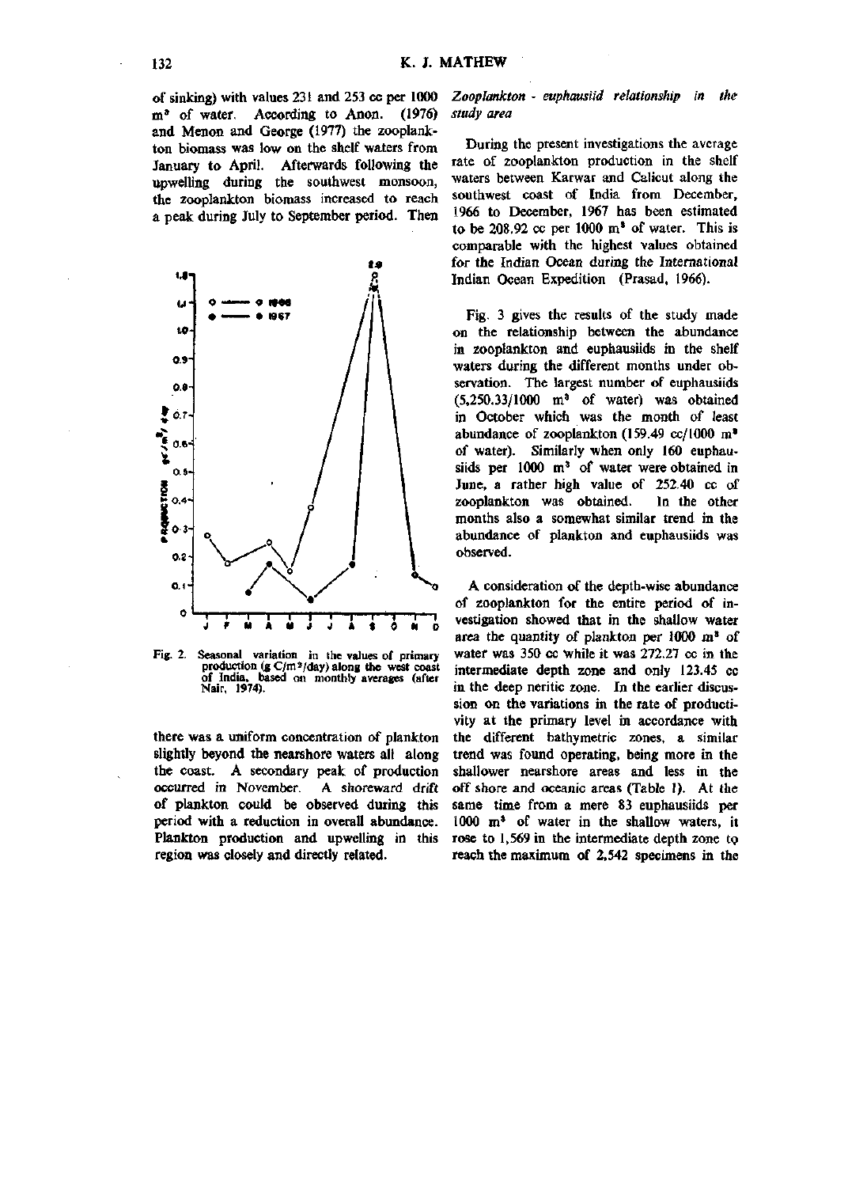of sinking) with values 231 and 253 cc per 1000 $m^3$ of water. According to Anon. (1976) and Menon and George (1977) the zooplankton biomass was low on the shelf waters from January to April. Afterwards following the upwelling during the southwest monsoon, the zooplankton biomass increased to reach a peak during July to September period. Then there was a uniform concentration of plankton slightly beyond the nearshore waters all along the coast. A secondary peak of production occurred in November. A shoreward drift of plankton could be observed during this period with a reduction in overall abundance. Plankton production and upwelling in this region was closely and directly related.

Fig. 2. Seasonal variation in the values of primary production (g C/$m^2$/day) along the west coast of India, based on monthly averages (after Nair, 1974).

*Zooplankton - euphausiid relationship in the study area*

During the present investigations the average rate of zooplankton production in the shelf waters between Karwar and Calicut along the southwest coast of India from December, 1966 to December, 1967 has been estimated to be 208.92 cc per 1000 $m^3$ of water. This is comparable with the highest values obtained for the Indian Ocean during the International Indian Ocean Expedition (Prasad, 1966).

Fig. 3 gives the results of the study made on the relationship between the abundance in zooplankton and euphausiids in the shelf waters during the different months under observation. The largest number of euphausiids (5,250.33/1000 $m^3$ of water) was obtained in October which was the month of least abundance of zooplankton (159.49 cc/1000 $m^3$ of water). Similarly when only 160 euphausiids per 1000 $m^3$ of water were obtained in June, a rather high value of 252.40 cc of zooplankton was obtained. In the other months also a somewhat similar trend in the abundance of plankton and euphausiids was observed.

A consideration of the depth-wise abundance of zooplankton for the entire period of investigation showed that in the shallow water area the quantity of plankton per 1000 $m^3$ of water was 350 cc while it was 272.27 cc in the intermediate depth zone and only 123.45 cc in the deep neritic zone. In the earlier discussion on the variations in the rate of productivity at the primary level in accordance with the different bathymetric zones, a similar trend was found operating, being more in the shallower nearshore areas and less in the off shore and oceanic areas (Table 1). At the same time from a mere 83 euphausiids per 1000 $m^3$ of water in the shallow waters, it rose to 1,569 in the intermediate depth zone to reach the maximum of 2,542 specimens in the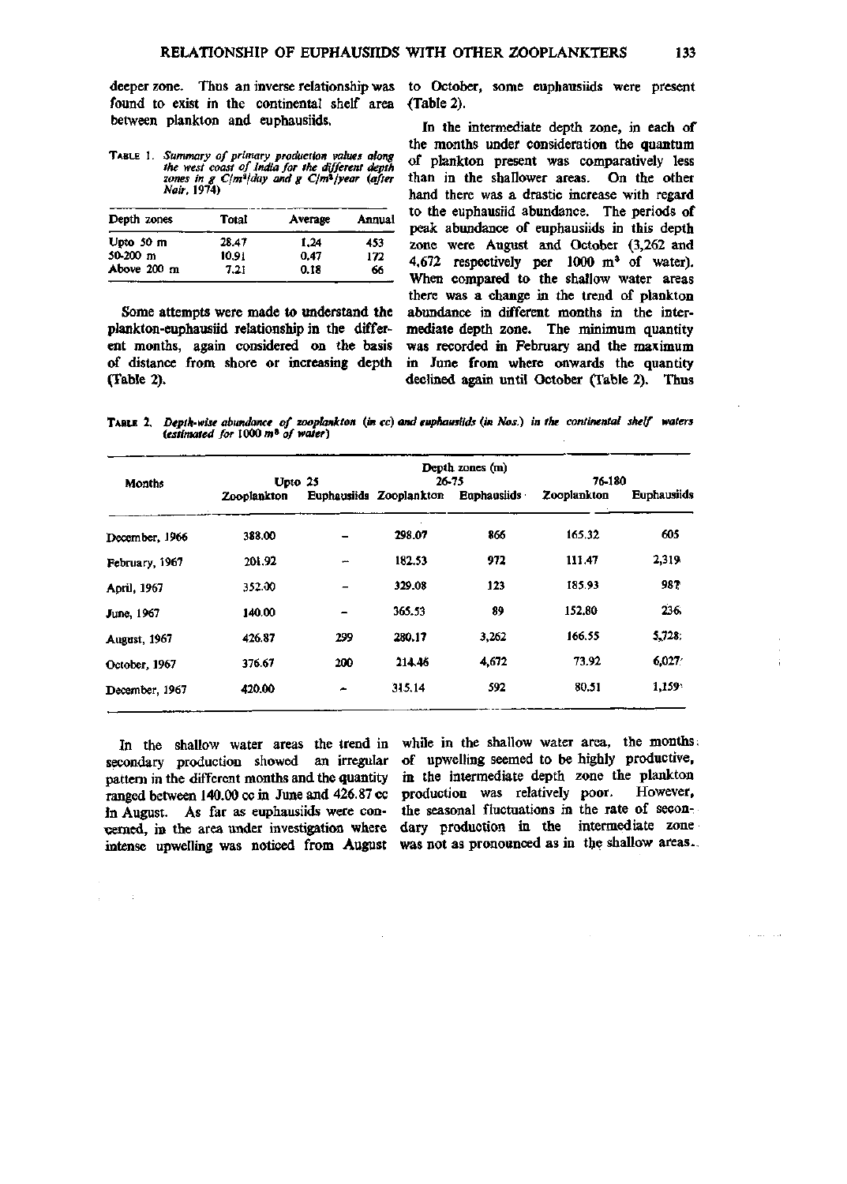deeper zone. Thus an inverse relationship was found to exist in the continental shelf area between plankton and euphausiids.

TABLE 1. *Summary of primary production values along the west coast of India for the different depth zones in g C/m³/day and g C/m³/year (after Nair, 1974)*

| Depth zones | Total | Average | Annual |
|---|---|---|---|
| Upto 50 m | 28.47 | 1.24 | 453 |
| 50-200 m | 10.91 | 0.47 | 172 |
| Above 200 m | 7.21 | 0.18 | 66 |

Some attempts were made to understand the plankton-euphausiid relationship in the different months, again considered on the basis of distance from shore or increasing depth (Table 2).

to October, some euphausiids were present (Table 2).

In the intermediate depth zone, in each of the months under consideration the quantum of plankton present was comparatively less than in the shallower areas. On the other hand there was a drastic increase with regard to the euphausiid abundance. The periods of peak abundance of euphausiids in this depth zone were August and October (3,262 and 4,672 respectively per 1000 m³ of water). When compared to the shallow water areas there was a change in the trend of plankton abundance in different months in the intermediate depth zone. The minimum quantity was recorded in February and the maximum in June from where onwards the quantity declined again until October (Table 2). Thus

TABLE 2. *Depth-wise abundance of zooplankton (in cc) and euphausiids (in Nos.) in the continental shelf waters (estimated for 1000 m³ of water)*

| Months | Depth zones (m) | | | | | |
|---|---|---|---|---|---|---|
| | Upto 25 | | 26-75 | | 76-180 | |
| | Zooplankton | Euphausiids | Zooplankton | Euphausiids | Zooplankton | Euphausiids |
| December, 1966 | 388.00 | – | 298.07 | 866 | 165.32 | 605 |
| February, 1967 | 201.92 | – | 182.53 | 972 | 111.47 | 2,319 |
| April, 1967 | 352.00 | – | 329.08 | 123 | 185.93 | 987 |
| June, 1967 | 140.00 | – | 365.53 | 89 | 152.80 | 236 |
| August, 1967 | 426.87 | 299 | 280.17 | 3,262 | 166.55 | 5,728 |
| October, 1967 | 376.67 | 200 | 214.46 | 4,672 | 73.92 | 6,027 |
| December, 1967 | 420.00 | – | 315.14 | 592 | 80.51 | 1,159 |

In the shallow water areas the trend in secondary production showed an irregular pattern in the different months and the quantity ranged between 140.00 cc in June and 426.87 cc in August. As far as euphausiids were concerned, in the area under investigation where intense upwelling was noticed from August

while in the shallow water area, the months of upwelling seemed to be highly productive, in the intermediate depth zone the plankton production was relatively poor. However, the seasonal fluctuations in the rate of secondary production in the intermediate zone was not as pronounced as in the shallow areas.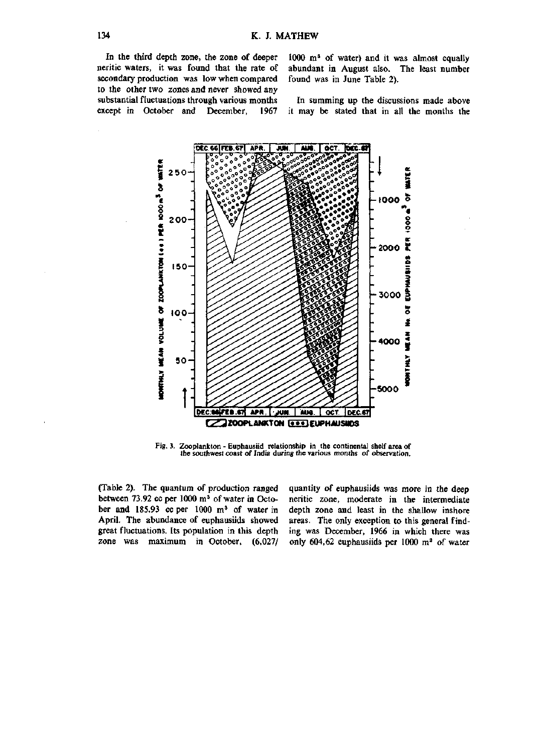In the third depth zone, the zone of deeper neritic waters, it was found that the rate of secondary production was low when compared to the other two zones and never showed any substantial fluctuations through various months except in October and December, 1967 (Table 2). The quantum of production ranged between 73.92 cc per 1000 $m^3$ of water in October and 185.93 cc per 1000 $m^3$ of water in April. The abundance of euphausiids showed great fluctuations. Its population in this depth zone was maximum in October, (6,027/1000 $m^3$ of water) and it was almost equally abundant in August also. The least number found was in June Table 2).

In summing up the discussions made above it may be stated that in all the months the quantity of euphausiids was more in the deep neritic zone, moderate in the intermediate depth zone and least in the shallow inshore areas. The only exception to this general finding was December, 1966 in which there was only 604.62 euphausiids per 1000 $m^3$ of water

Fig. 3. Zooplankton - Euphausiid relationship in the continental shelf area of the southwest coast of India during the various months of observation.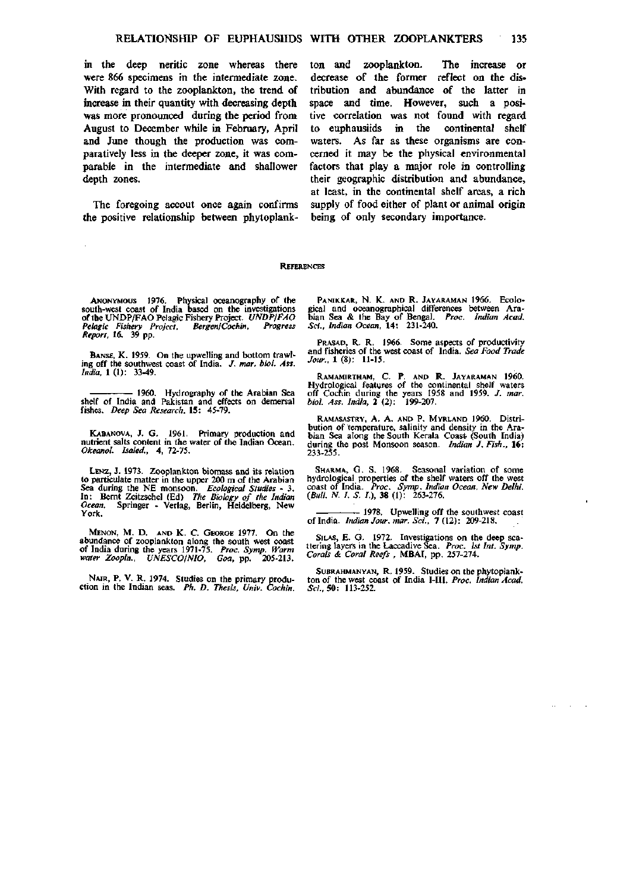in the deep neritic zone whereas there were 866 specimens in the intermediate zone. With regard to the zooplankton, the trend of increase in their quantity with decreasing depth was more pronounced during the period from August to December while in February, April and June though the production was comparatively less in the deeper zone, it was comparable in the intermediate and shallower depth zones.

The foregoing accout once again confirms the positive relationship between phytoplankton and zooplankton. The increase or decrease of the former reflect on the distribution and abundance of the latter in space and time. However, such a positive correlation was not found with regard to euphausiids in the continental shelf waters. As far as these organisms are concerned it may be the physical environmental factors that play a major role in controlling their geographic distribution and abundance, at least, in the continental shelf areas, a rich supply of food either of plant or animal origin being of only secondary importance.

## References

Anonymous 1976. Physical oceanography of the south-west coast of India based on the investigations of the UNDP/FAO Pelagic Fishery Project. *UNDP/FAO Pelagic Fishery Project, Bergen/Cochin, Progress Report*, 16. 39 pp.

Banse, K. 1959. On the upwelling and bottom trawling off the southwest coast of India. *J. mar. biol. Ass. India*, 1 (1): 33-49.

——— 1960. Hydrography of the Arabian Sea shelf of India and Pakistan and effects on demersal fishes. *Deep Sea Research*, 15: 45-79.

Kabanova, J. G. 1961. Primary production and nutrient salts content in the water of the Indian Ocean. *Okeanol. Issled.*, 4, 72-75.

Lenz, J. 1973. Zooplankton biomass and its relation to particulate matter in the upper 200 m of the Arabian Sea during the NE monsoon. *Ecological Studies* - 3. In: Bernt Zeitzschel (Ed) *The Biology of the Indian Ocean*. Springer - Verlag, Berlin, Heidelberg, New York.

Menon, M. D. and K. C. George 1977. On the abundance of zooplankton along the south west coast of India during the years 1971-75. *Proc. Symp. Warm water Zoopla., UNESCO/NIO*, Goa, pp. 205-213.

Nair, P. V. R. 1974. Studies on the primary production in the Indian seas. *Ph. D. Thesis, Univ. Cochin.*

Panikkar, N. K. and R. Jayaraman 1966. Ecological and oceanographical differences between Arabian Sea & the Bay of Bengal. *Proc. Indian Acad. Sci., Indian Ocean*, 14: 231-240.

Prasad, R. R. 1966. Some aspects of productivity and fisheries of the west coast of India. *Sea Food Trade Jour.*, 1 (8): 11-15.

Ramamirtham, C. P. and R. Jayaraman 1960. Hydrological features of the continental shelf waters off Cochin during the years 1958 and 1959. *J. mar. biol. Ass. India*, 2 (2): 199-207.

Ramasastry, A. A. and P. Myrland 1960. Distribution of temperature, salinity and density in the Arabian Sea along the South Kerala Coast (South India) during the post Monsoon season. *Indian J. Fish.*, 16: 233-255.

Sharma, G. S. 1968. Seasonal variation of some hydrological properties of the shelf waters off the west coast of India. *Proc. Symp. Indian Ocean, New Delhi.* (*Bull. N. I. S. I.*), 38 (1): 263-276.

——— 1978. Upwelling off the southwest coast of India. *Indian Jour. mar. Sci.*, 7 (12): 209-218.

Silas, E. G. 1972. Investigations on the deep scattering layers in the Laccadive Sea. *Proc. 1st Int. Symp. Corals & Coral Reefs*, MBAI, pp. 257-274.

Subrahmanyan, R. 1959. Studies on the phytoplankton of the west coast of India I-III. *Proc. Indian Acad. Sci.*, 50: 113-252.